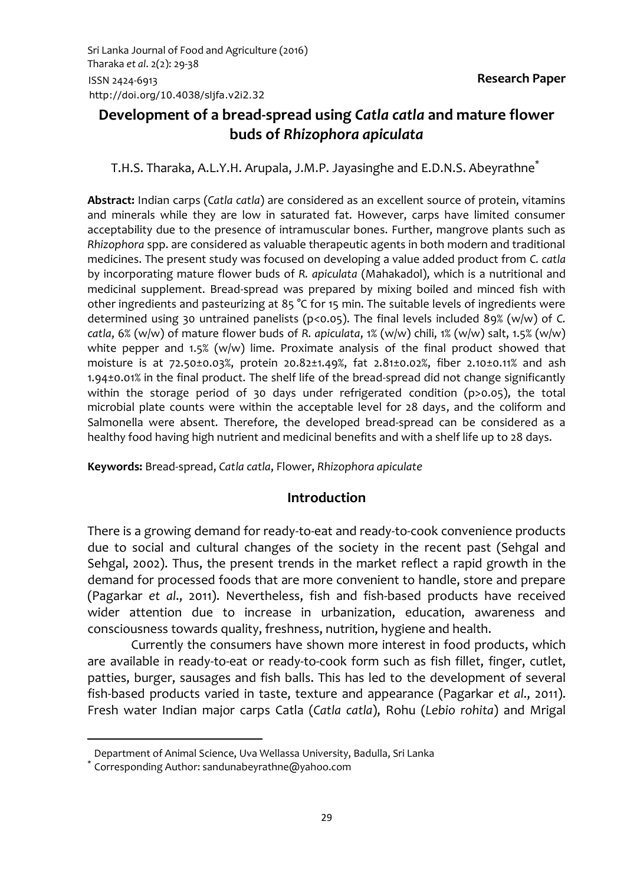Research Paper

# Development of a bread-spread using *Catla catla* and mature flower buds of *Rhizophora apiculata*

T.H.S. Tharaka, A.L.Y.H. Arupala, J.M.P. Jayasinghe and E.D.N.S. Abeyrathne[*]

**Abstract:** Indian carps (*Catla catla*) are considered as an excellent source of protein, vitamins and minerals while they are low in saturated fat. However, carps have limited consumer acceptability due to the presence of intramuscular bones. Further, mangrove plants such as *Rhizophora* spp. are considered as valuable therapeutic agents in both modern and traditional medicines. The present study was focused on developing a value added product from *C. catla* by incorporating mature flower buds of *R. apiculata* (Mahakadol), which is a nutritional and medicinal supplement. Bread-spread was prepared by mixing boiled and minced fish with other ingredients and pasteurizing at 85 °C for 15 min. The suitable levels of ingredients were determined using 30 untrained panelists ($p<0.05$). The final levels included 89% (w/w) of *C. catla*, 6% (w/w) of mature flower buds of *R. apiculata*, 1% (w/w) chili, 1% (w/w) salt, 1.5% (w/w) white pepper and 1.5% (w/w) lime. Proximate analysis of the final product showed that moisture is at 72.50±0.03%, protein 20.82±1.49%, fat 2.81±0.02%, fiber 2.10±0.11% and ash 1.94±0.01% in the final product. The shelf life of the bread-spread did not change significantly within the storage period of 30 days under refrigerated condition ($p>0.05$), the total microbial plate counts were within the acceptable level for 28 days, and the coliform and Salmonella were absent. Therefore, the developed bread-spread can be considered as a healthy food having high nutrient and medicinal benefits and with a shelf life up to 28 days.

**Keywords:** Bread-spread, *Catla catla*, Flower, *Rhizophora apiculate*

## Introduction

There is a growing demand for ready-to-eat and ready-to-cook convenience products due to social and cultural changes of the society in the recent past (Sehgal and Sehgal, 2002). Thus, the present trends in the market reflect a rapid growth in the demand for processed foods that are more convenient to handle, store and prepare (Pagarkar *et al*., 2011). Nevertheless, fish and fish-based products have received wider attention due to increase in urbanization, education, awareness and consciousness towards quality, freshness, nutrition, hygiene and health.

Currently the consumers have shown more interest in food products, which are available in ready-to-eat or ready-to-cook form such as fish fillet, finger, cutlet, patties, burger, sausages and fish balls. This has led to the development of several fish-based products varied in taste, texture and appearance (Pagarkar *et al*., 2011). Fresh water Indian major carps Catla (*Catla catla*), Rohu (*Lebio rohita*) and Mrigal

---

Department of Animal Science, Uva Wellassa University, Badulla, Sri Lanka

[*] Corresponding Author: sandunabeyrathne@yahoo.com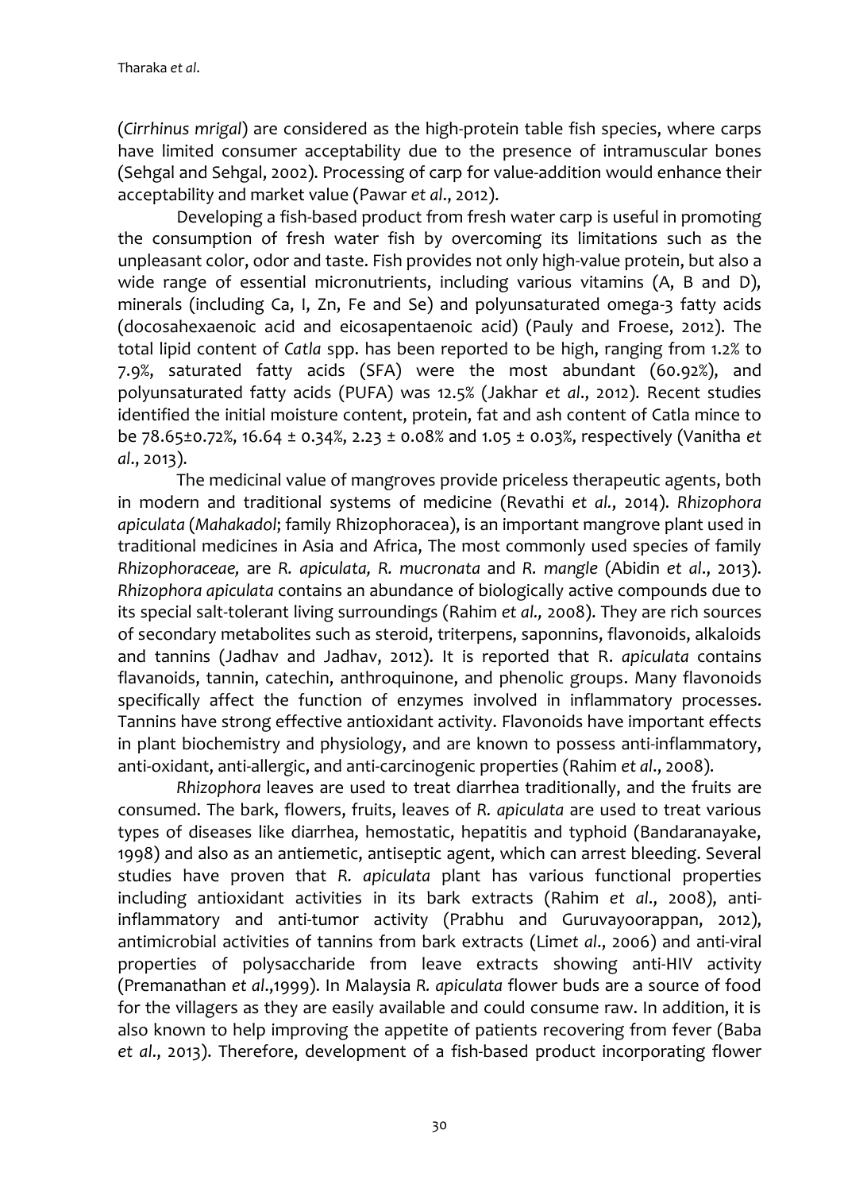(*Cirrhinus mrigal*) are considered as the high-protein table fish species, where carps have limited consumer acceptability due to the presence of intramuscular bones (Sehgal and Sehgal, 2002). Processing of carp for value-addition would enhance their acceptability and market value (Pawar *et al*., 2012).

Developing a fish-based product from fresh water carp is useful in promoting the consumption of fresh water fish by overcoming its limitations such as the unpleasant color, odor and taste. Fish provides not only high-value protein, but also a wide range of essential micronutrients, including various vitamins (A, B and D), minerals (including Ca, I, Zn, Fe and Se) and polyunsaturated omega-3 fatty acids (docosahexaenoic acid and eicosapentaenoic acid) (Pauly and Froese, 2012). The total lipid content of *Catla* spp. has been reported to be high, ranging from 1.2% to 7.9%, saturated fatty acids (SFA) were the most abundant (60.92%), and polyunsaturated fatty acids (PUFA) was 12.5% (Jakhar *et al*., 2012). Recent studies identified the initial moisture content, protein, fat and ash content of Catla mince to be 78.65±0.72%, 16.64 ± 0.34%, 2.23 ± 0.08% and 1.05 ± 0.03%, respectively (Vanitha *et al*., 2013).

The medicinal value of mangroves provide priceless therapeutic agents, both in modern and traditional systems of medicine (Revathi *et al.*, 2014). *Rhizophora apiculata* (*Mahakadol*; family Rhizophoracea), is an important mangrove plant used in traditional medicines in Asia and Africa, The most commonly used species of family *Rhizophoraceae,* are *R. apiculata, R. mucronata* and *R. mangle* (Abidin *et al*., 2013). *Rhizophora apiculata* contains an abundance of biologically active compounds due to its special salt-tolerant living surroundings (Rahim *et al.,* 2008). They are rich sources of secondary metabolites such as steroid, triterpens, saponnins, flavonoids, alkaloids and tannins (Jadhav and Jadhav, 2012). It is reported that R. *apiculata* contains flavanoids, tannin, catechin, anthroquinone, and phenolic groups. Many flavonoids specifically affect the function of enzymes involved in inflammatory processes. Tannins have strong effective antioxidant activity. Flavonoids have important effects in plant biochemistry and physiology, and are known to possess anti-inflammatory, anti-oxidant, anti-allergic, and anti-carcinogenic properties (Rahim *et al*., 2008).

*Rhizophora* leaves are used to treat diarrhea traditionally, and the fruits are consumed. The bark, flowers, fruits, leaves of *R. apiculata* are used to treat various types of diseases like diarrhea, hemostatic, hepatitis and typhoid (Bandaranayake, 1998) and also as an antiemetic, antiseptic agent, which can arrest bleeding. Several studies have proven that *R. apiculata* plant has various functional properties including antioxidant activities in its bark extracts (Rahim *et al*., 2008), anti-inflammatory and anti-tumor activity (Prabhu and Guruvayoorappan, 2012), antimicrobial activities of tannins from bark extracts (Lim*et al*., 2006) and anti-viral properties of polysaccharide from leave extracts showing anti-HIV activity (Premanathan *et al*.,1999). In Malaysia *R. apiculata* flower buds are a source of food for the villagers as they are easily available and could consume raw. In addition, it is also known to help improving the appetite of patients recovering from fever (Baba *et al*., 2013). Therefore, development of a fish-based product incorporating flower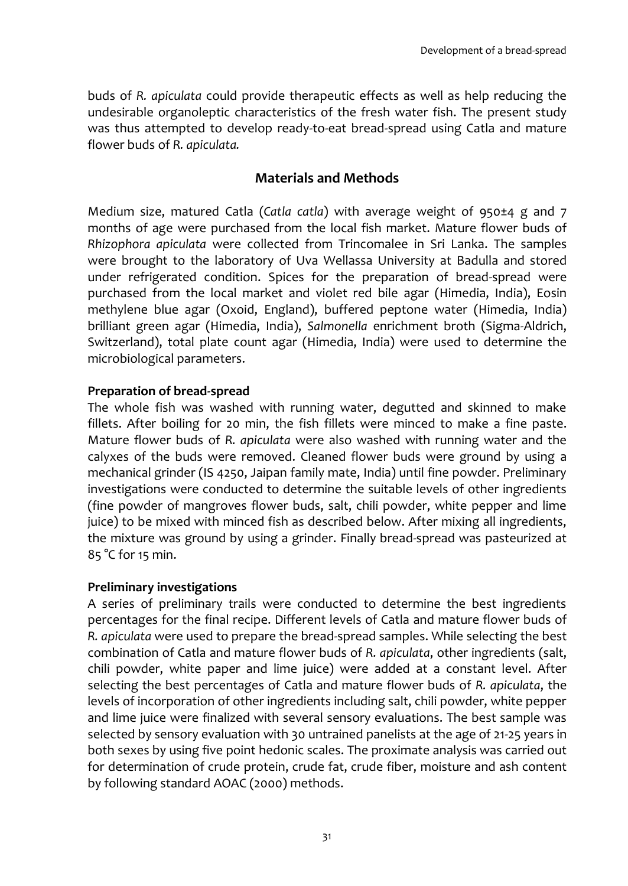buds of *R. apiculata* could provide therapeutic effects as well as help reducing the undesirable organoleptic characteristics of the fresh water fish. The present study was thus attempted to develop ready-to-eat bread-spread using Catla and mature flower buds of *R. apiculata.*

## Materials and Methods

Medium size, matured Catla (*Catla catla*) with average weight of 950±4 g and 7 months of age were purchased from the local fish market. Mature flower buds of *Rhizophora apiculata* were collected from Trincomalee in Sri Lanka. The samples were brought to the laboratory of Uva Wellassa University at Badulla and stored under refrigerated condition. Spices for the preparation of bread-spread were purchased from the local market and violet red bile agar (Himedia, India), Eosin methylene blue agar (Oxoid, England), buffered peptone water (Himedia, India) brilliant green agar (Himedia, India), *Salmonella* enrichment broth (Sigma-Aldrich, Switzerland), total plate count agar (Himedia, India) were used to determine the microbiological parameters.

### Preparation of bread-spread

The whole fish was washed with running water, degutted and skinned to make fillets. After boiling for 20 min, the fish fillets were minced to make a fine paste. Mature flower buds of *R. apiculata* were also washed with running water and the calyxes of the buds were removed. Cleaned flower buds were ground by using a mechanical grinder (IS 4250, Jaipan family mate, India) until fine powder. Preliminary investigations were conducted to determine the suitable levels of other ingredients (fine powder of mangroves flower buds, salt, chili powder, white pepper and lime juice) to be mixed with minced fish as described below. After mixing all ingredients, the mixture was ground by using a grinder. Finally bread-spread was pasteurized at 85 °C for 15 min.

### Preliminary investigations

A series of preliminary trails were conducted to determine the best ingredients percentages for the final recipe. Different levels of Catla and mature flower buds of *R. apiculata* were used to prepare the bread-spread samples. While selecting the best combination of Catla and mature flower buds of *R. apiculata*, other ingredients (salt, chili powder, white paper and lime juice) were added at a constant level. After selecting the best percentages of Catla and mature flower buds of *R. apiculata*, the levels of incorporation of other ingredients including salt, chili powder, white pepper and lime juice were finalized with several sensory evaluations. The best sample was selected by sensory evaluation with 30 untrained panelists at the age of 21-25 years in both sexes by using five point hedonic scales. The proximate analysis was carried out for determination of crude protein, crude fat, crude fiber, moisture and ash content by following standard AOAC (2000) methods.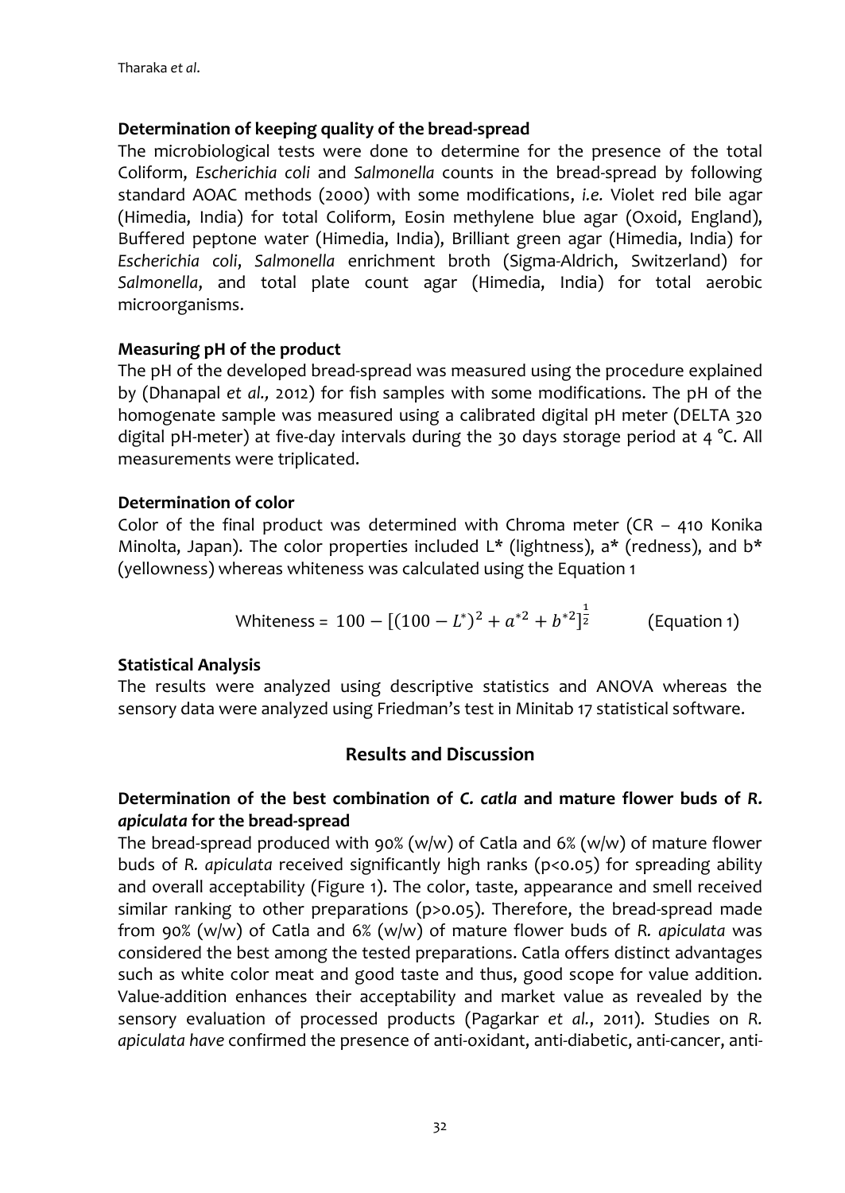### Determination of keeping quality of the bread-spread

The microbiological tests were done to determine for the presence of the total Coliform, *Escherichia coli* and *Salmonella* counts in the bread-spread by following standard AOAC methods (2000) with some modifications, *i.e.* Violet red bile agar (Himedia, India) for total Coliform, Eosin methylene blue agar (Oxoid, England), Buffered peptone water (Himedia, India), Brilliant green agar (Himedia, India) for *Escherichia coli*, *Salmonella* enrichment broth (Sigma-Aldrich, Switzerland) for *Salmonella*, and total plate count agar (Himedia, India) for total aerobic microorganisms.

### Measuring pH of the product

The pH of the developed bread-spread was measured using the procedure explained by (Dhanapal *et al.,* 2012) for fish samples with some modifications. The pH of the homogenate sample was measured using a calibrated digital pH meter (DELTA 320 digital pH-meter) at five-day intervals during the 30 days storage period at 4 °C. All measurements were triplicated.

### Determination of color

Color of the final product was determined with Chroma meter (CR – 410 Konika Minolta, Japan). The color properties included L* (lightness), a* (redness), and b* (yellowness) whereas whiteness was calculated using the Equation 1

$$\text{Whiteness} = 100 - [(100 - L^*)^2 + a^{*2} + b^{*2}]^{\frac{1}{2}} \qquad \text{(Equation 1)}$$

### Statistical Analysis

The results were analyzed using descriptive statistics and ANOVA whereas the sensory data were analyzed using Friedman's test in Minitab 17 statistical software.

## Results and Discussion

### Determination of the best combination of *C. catla* and mature flower buds of *R. apiculata* for the bread-spread

The bread-spread produced with 90% (w/w) of Catla and 6% (w/w) of mature flower buds of *R. apiculata* received significantly high ranks ($p<0.05$) for spreading ability and overall acceptability (Figure 1). The color, taste, appearance and smell received similar ranking to other preparations ($p>0.05$). Therefore, the bread-spread made from 90% (w/w) of Catla and 6% (w/w) of mature flower buds of *R. apiculata* was considered the best among the tested preparations. Catla offers distinct advantages such as white color meat and good taste and thus, good scope for value addition. Value-addition enhances their acceptability and market value as revealed by the sensory evaluation of processed products (Pagarkar *et al.*, 2011). Studies on *R. apiculata have* confirmed the presence of anti-oxidant, anti-diabetic, anti-cancer, anti-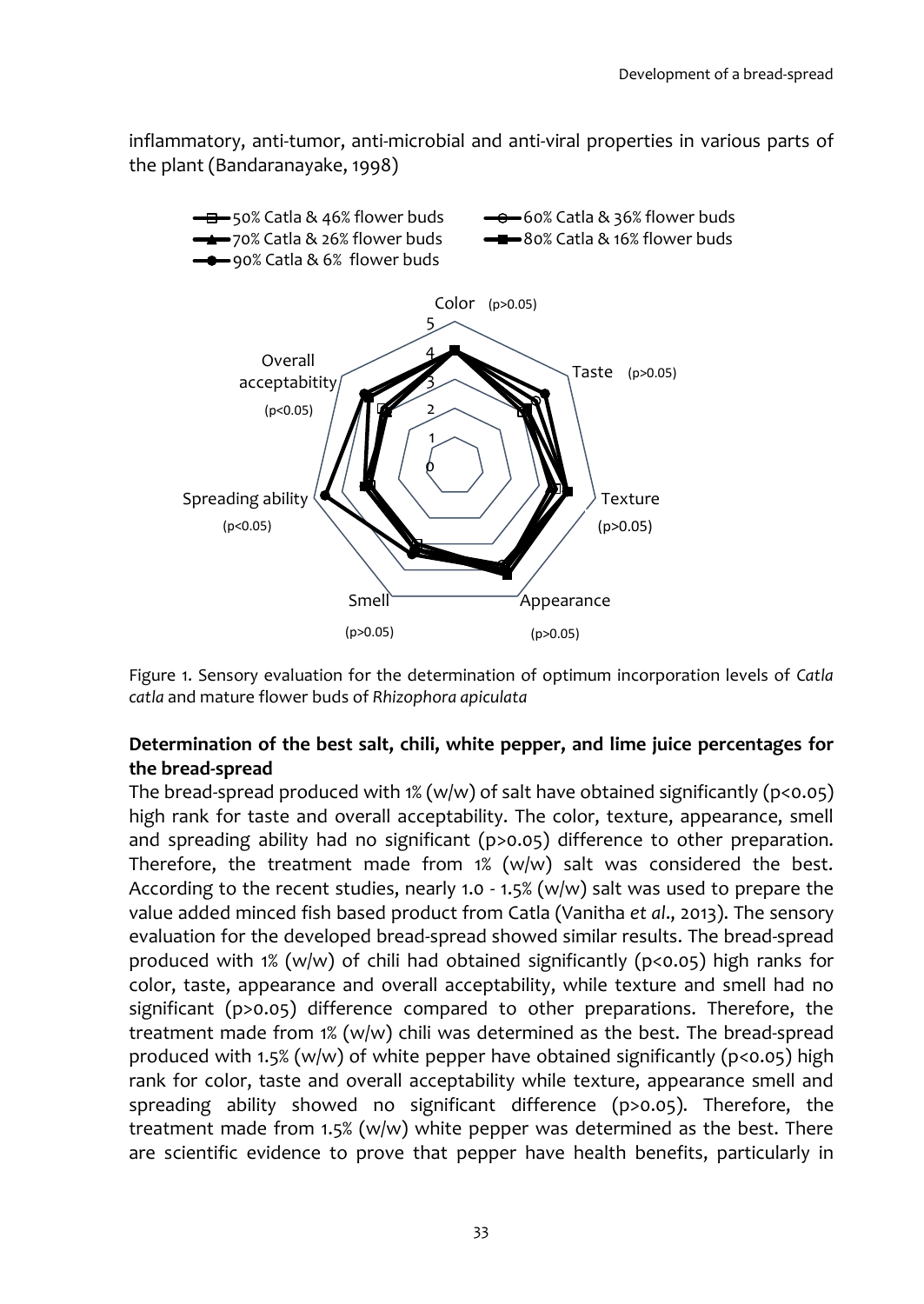inflammatory, anti-tumor, anti-microbial and anti-viral properties in various parts of the plant (Bandaranayake, 1998)

Figure 1. Sensory evaluation for the determination of optimum incorporation levels of *Catla catla* and mature flower buds of *Rhizophora apiculata*

**Determination of the best salt, chili, white pepper, and lime juice percentages for the bread-spread**

The bread-spread produced with 1% (w/w) of salt have obtained significantly ($p<0.05$) high rank for taste and overall acceptability. The color, texture, appearance, smell and spreading ability had no significant ($p>0.05$) difference to other preparation. Therefore, the treatment made from 1% (w/w) salt was considered the best. According to the recent studies, nearly 1.0 - 1.5% (w/w) salt was used to prepare the value added minced fish based product from Catla (Vanitha *et al*., 2013). The sensory evaluation for the developed bread-spread showed similar results. The bread-spread produced with 1% (w/w) of chili had obtained significantly ($p<0.05$) high ranks for color, taste, appearance and overall acceptability, while texture and smell had no significant ($p>0.05$) difference compared to other preparations. Therefore, the treatment made from 1% (w/w) chili was determined as the best. The bread-spread produced with 1.5% (w/w) of white pepper have obtained significantly ($p<0.05$) high rank for color, taste and overall acceptability while texture, appearance smell and spreading ability showed no significant difference ($p>0.05$). Therefore, the treatment made from 1.5% (w/w) white pepper was determined as the best. There are scientific evidence to prove that pepper have health benefits, particularly in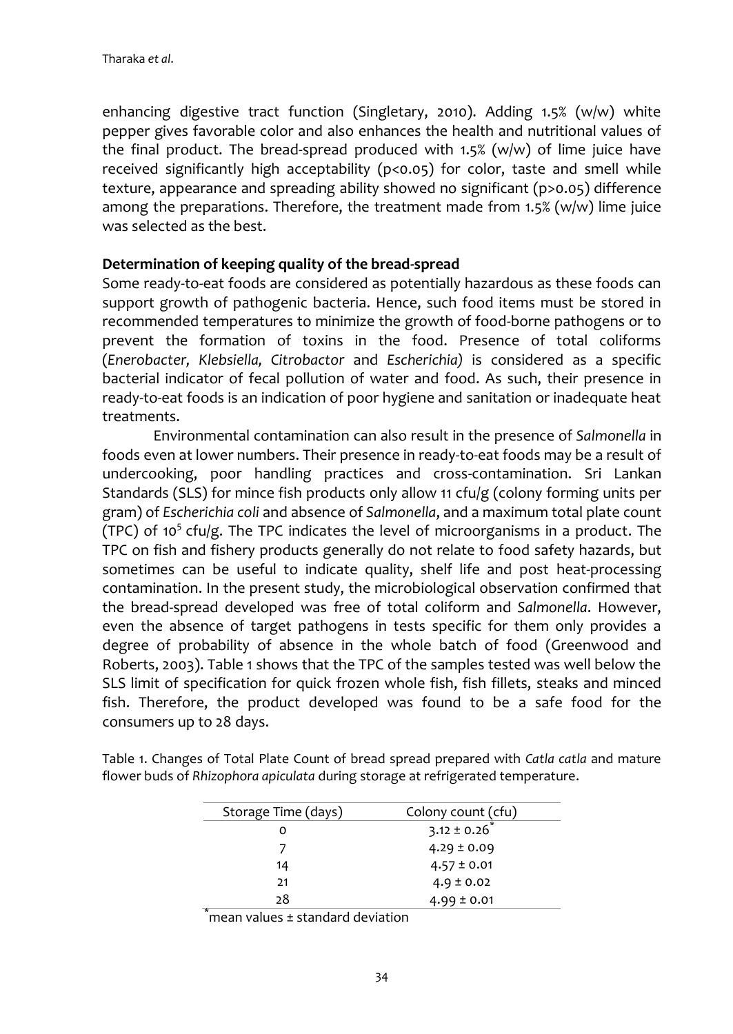enhancing digestive tract function (Singletary, 2010). Adding 1.5% (w/w) white pepper gives favorable color and also enhances the health and nutritional values of the final product. The bread-spread produced with 1.5% (w/w) of lime juice have received significantly high acceptability ($p<0.05$) for color, taste and smell while texture, appearance and spreading ability showed no significant ($p>0.05$) difference among the preparations. Therefore, the treatment made from 1.5% (w/w) lime juice was selected as the best.

**Determination of keeping quality of the bread-spread**

Some ready-to-eat foods are considered as potentially hazardous as these foods can support growth of pathogenic bacteria. Hence, such food items must be stored in recommended temperatures to minimize the growth of food-borne pathogens or to prevent the formation of toxins in the food. Presence of total coliforms (*Enerobacter, Klebsiella, Citrobactor* and *Escherichia)* is considered as a specific bacterial indicator of fecal pollution of water and food. As such, their presence in ready-to-eat foods is an indication of poor hygiene and sanitation or inadequate heat treatments.

Environmental contamination can also result in the presence of *Salmonella* in foods even at lower numbers. Their presence in ready-to-eat foods may be a result of undercooking, poor handling practices and cross-contamination. Sri Lankan Standards (SLS) for mince fish products only allow 11 cfu/g (colony forming units per gram) of *Escherichia coli* and absence of *Salmonella*, and a maximum total plate count (TPC) of $10^5$ cfu/g. The TPC indicates the level of microorganisms in a product. The TPC on fish and fishery products generally do not relate to food safety hazards, but sometimes can be useful to indicate quality, shelf life and post heat-processing contamination. In the present study, the microbiological observation confirmed that the bread-spread developed was free of total coliform and *Salmonella*. However, even the absence of target pathogens in tests specific for them only provides a degree of probability of absence in the whole batch of food (Greenwood and Roberts, 2003). Table 1 shows that the TPC of the samples tested was well below the SLS limit of specification for quick frozen whole fish, fish fillets, steaks and minced fish. Therefore, the product developed was found to be a safe food for the consumers up to 28 days.

Table 1. Changes of Total Plate Count of bread spread prepared with *Catla catla* and mature flower buds of *Rhizophora apiculata* during storage at refrigerated temperature.

| Storage Time (days) | Colony count (cfu) |
|---|---|
| 0 | 3.12 ± 0.26* |
| 7 | 4.29 ± 0.09 |
| 14 | 4.57 ± 0.01 |
| 21 | 4.9 ± 0.02 |
| 28 | 4.99 ± 0.01 |

*mean values ± standard deviation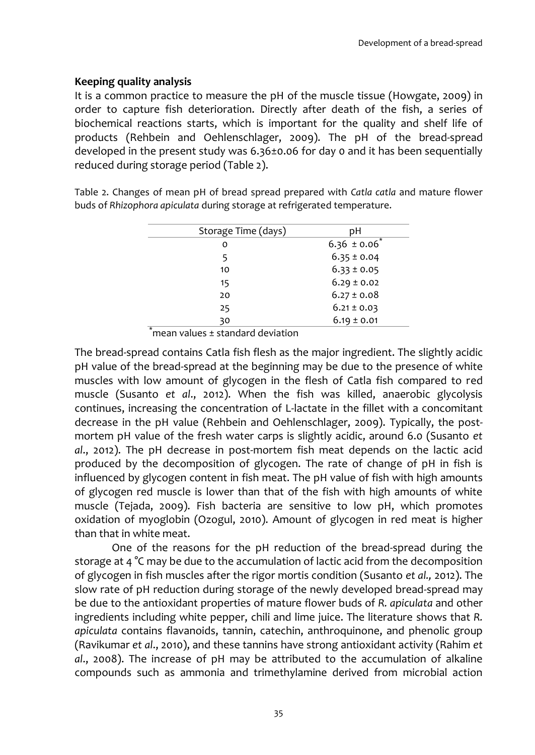**Keeping quality analysis**

It is a common practice to measure the pH of the muscle tissue (Howgate, 2009) in order to capture fish deterioration. Directly after death of the fish, a series of biochemical reactions starts, which is important for the quality and shelf life of products (Rehbein and Oehlenschlager, 2009). The pH of the bread-spread developed in the present study was 6.36±0.06 for day 0 and it has been sequentially reduced during storage period (Table 2).

Table 2. Changes of mean pH of bread spread prepared with *Catla catla* and mature flower buds of *Rhizophora apiculata* during storage at refrigerated temperature.

| Storage Time (days) | pH |
|---|---|
| 0 | 6.36 ± 0.06* |
| 5 | 6.35 ± 0.04 |
| 10 | 6.33 ± 0.05 |
| 15 | 6.29 ± 0.02 |
| 20 | 6.27 ± 0.08 |
| 25 | 6.21 ± 0.03 |
| 30 | 6.19 ± 0.01 |

*mean values ± standard deviation

The bread-spread contains Catla fish flesh as the major ingredient. The slightly acidic pH value of the bread-spread at the beginning may be due to the presence of white muscles with low amount of glycogen in the flesh of Catla fish compared to red muscle (Susanto *et al*., 2012). When the fish was killed, anaerobic glycolysis continues, increasing the concentration of L-lactate in the fillet with a concomitant decrease in the pH value (Rehbein and Oehlenschlager, 2009). Typically, the post-mortem pH value of the fresh water carps is slightly acidic, around 6.0 (Susanto *et al*., 2012). The pH decrease in post-mortem fish meat depends on the lactic acid produced by the decomposition of glycogen. The rate of change of pH in fish is influenced by glycogen content in fish meat. The pH value of fish with high amounts of glycogen red muscle is lower than that of the fish with high amounts of white muscle (Tejada, 2009). Fish bacteria are sensitive to low pH, which promotes oxidation of myoglobin (Ozogul, 2010). Amount of glycogen in red meat is higher than that in white meat.

One of the reasons for the pH reduction of the bread-spread during the storage at 4 °C may be due to the accumulation of lactic acid from the decomposition of glycogen in fish muscles after the rigor mortis condition (Susanto *et al.,* 2012). The slow rate of pH reduction during storage of the newly developed bread-spread may be due to the antioxidant properties of mature flower buds of *R. apiculata* and other ingredients including white pepper, chili and lime juice. The literature shows that *R. apiculata* contains flavanoids, tannin, catechin, anthroquinone, and phenolic group (Ravikumar *et al*., 2010), and these tannins have strong antioxidant activity (Rahim *et al*., 2008). The increase of pH may be attributed to the accumulation of alkaline compounds such as ammonia and trimethylamine derived from microbial action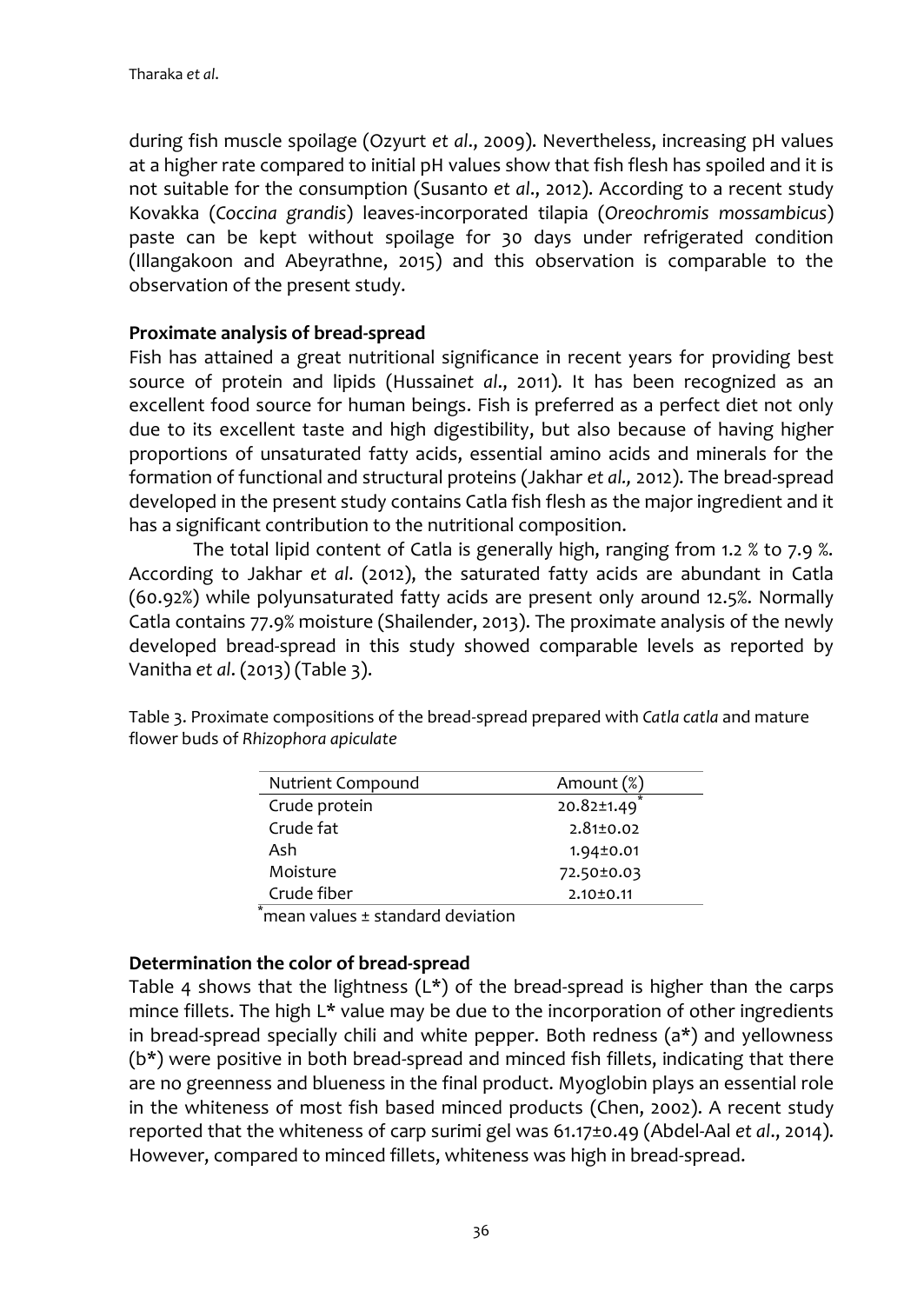during fish muscle spoilage (Ozyurt *et al*., 2009). Nevertheless, increasing pH values at a higher rate compared to initial pH values show that fish flesh has spoiled and it is not suitable for the consumption (Susanto *et al*., 2012). According to a recent study Kovakka (*Coccina grandis*) leaves-incorporated tilapia (*Oreochromis mossambicus*) paste can be kept without spoilage for 30 days under refrigerated condition (Illangakoon and Abeyrathne, 2015) and this observation is comparable to the observation of the present study.

### Proximate analysis of bread-spread

Fish has attained a great nutritional significance in recent years for providing best source of protein and lipids (Hussain*et al*., 2011). It has been recognized as an excellent food source for human beings. Fish is preferred as a perfect diet not only due to its excellent taste and high digestibility, but also because of having higher proportions of unsaturated fatty acids, essential amino acids and minerals for the formation of functional and structural proteins (Jakhar *et al.,* 2012). The bread-spread developed in the present study contains Catla fish flesh as the major ingredient and it has a significant contribution to the nutritional composition.

The total lipid content of Catla is generally high, ranging from 1.2 % to 7.9 %. According to Jakhar *et al*. (2012), the saturated fatty acids are abundant in Catla (60.92%) while polyunsaturated fatty acids are present only around 12.5%. Normally Catla contains 77.9% moisture (Shailender, 2013). The proximate analysis of the newly developed bread-spread in this study showed comparable levels as reported by Vanitha *et al*. (2013) (Table 3).

Table 3. Proximate compositions of the bread-spread prepared with *Catla catla* and mature flower buds of *Rhizophora apiculate*

| Nutrient Compound | Amount (%) |
|---|---|
| Crude protein | 20.82±1.49* |
| Crude fat | 2.81±0.02 |
| Ash | 1.94±0.01 |
| Moisture | 72.50±0.03 |
| Crude fiber | 2.10±0.11 |

*mean values ± standard deviation

### Determination the color of bread-spread

Table 4 shows that the lightness (L*) of the bread-spread is higher than the carps mince fillets. The high L* value may be due to the incorporation of other ingredients in bread-spread specially chili and white pepper. Both redness (a*) and yellowness (b*) were positive in both bread-spread and minced fish fillets, indicating that there are no greenness and blueness in the final product. Myoglobin plays an essential role in the whiteness of most fish based minced products (Chen, 2002). A recent study reported that the whiteness of carp surimi gel was 61.17±0.49 (Abdel-Aal *et al*., 2014). However, compared to minced fillets, whiteness was high in bread-spread.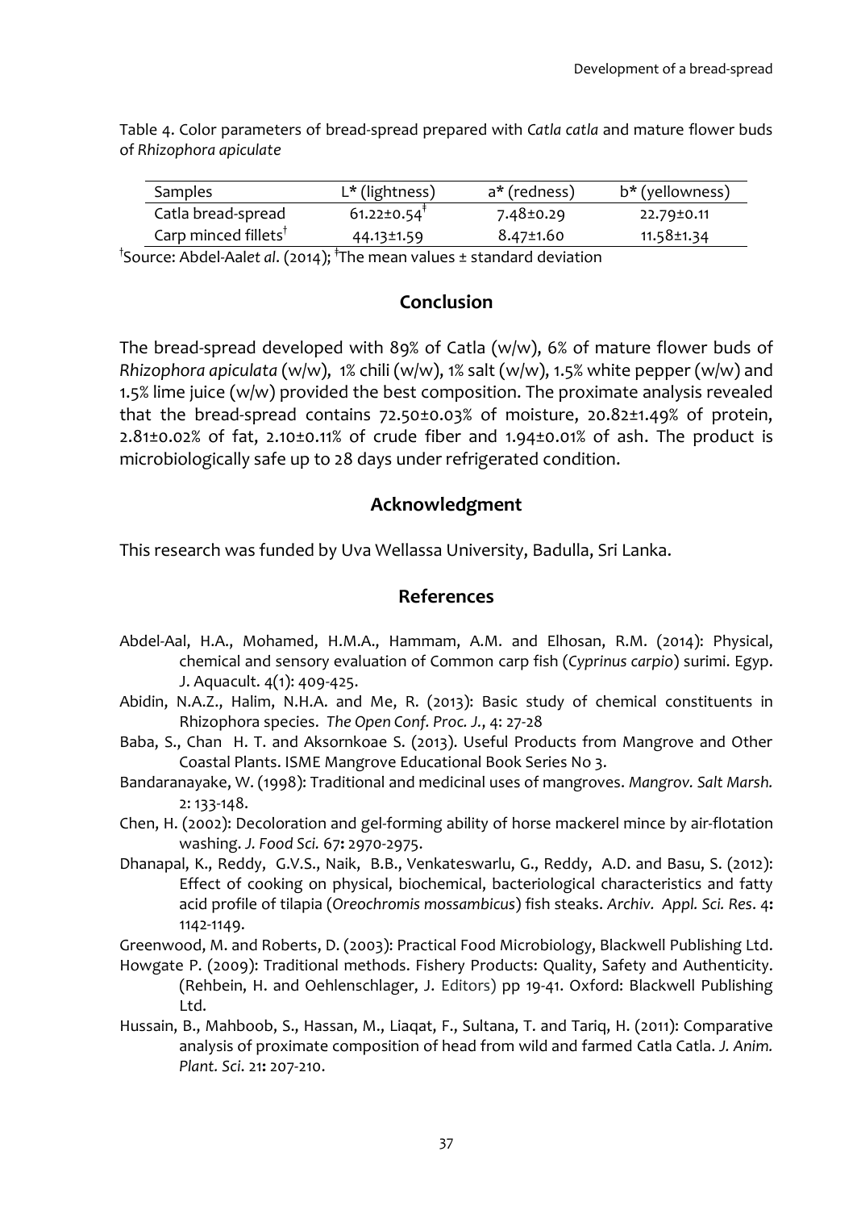Table 4. Color parameters of bread-spread prepared with *Catla catla* and mature flower buds of *Rhizophora apiculate*

| Samples | L* (lightness) | a* (redness) | b* (yellowness) |
|---|---|---|---|
| Catla bread-spread | 61.22±0.54[‡] | 7.48±0.29 | 22.79±0.11 |
| Carp minced fillets[†] | 44.13±1.59 | 8.47±1.60 | 11.58±1.34 |

[†]Source: Abdel-Aal*et al*. (2014); [‡]The mean values ± standard deviation

## Conclusion

The bread-spread developed with 89% of Catla (w/w), 6% of mature flower buds of *Rhizophora apiculata* (w/w), 1% chili (w/w), 1% salt (w/w), 1.5% white pepper (w/w) and 1.5% lime juice (w/w) provided the best composition. The proximate analysis revealed that the bread-spread contains 72.50±0.03% of moisture, 20.82±1.49% of protein, 2.81±0.02% of fat, 2.10±0.11% of crude fiber and 1.94±0.01% of ash. The product is microbiologically safe up to 28 days under refrigerated condition.

## Acknowledgment

This research was funded by Uva Wellassa University, Badulla, Sri Lanka.

## References

Abdel-Aal, H.A., Mohamed, H.M.A., Hammam, A.M. and Elhosan, R.M. (2014): Physical, chemical and sensory evaluation of Common carp fish (*Cyprinus carpio*) surimi. Egyp. J. Aquacult. 4(1): 409-425.

Abidin, N.A.Z., Halim, N.H.A. and Me, R. (2013): Basic study of chemical constituents in Rhizophora species. *The Open Conf. Proc. J.*, 4: 27-28

Baba, S., Chan H. T. and Aksornkoae S. (2013). Useful Products from Mangrove and Other Coastal Plants. ISME Mangrove Educational Book Series No 3.

Bandaranayake, W. (1998): Traditional and medicinal uses of mangroves. *Mangrov. Salt Marsh.* 2: 133-148.

Chen, H. (2002): Decoloration and gel-forming ability of horse mackerel mince by air-flotation washing. *J. Food Sci.* 67**:** 2970-2975.

Dhanapal, K., Reddy, G.V.S., Naik, B.B., Venkateswarlu, G., Reddy, A.D. and Basu, S. (2012): Effect of cooking on physical, biochemical, bacteriological characteristics and fatty acid profile of tilapia (*Oreochromis mossambicus*) fish steaks. *Archiv. Appl. Sci. Res*. 4**:** 1142-1149.

Greenwood, M. and Roberts, D. (2003): Practical Food Microbiology, Blackwell Publishing Ltd.

Howgate P. (2009): Traditional methods. Fishery Products: Quality, Safety and Authenticity. (Rehbein, H. and Oehlenschlager, J. Editors) pp 19-41. Oxford: Blackwell Publishing Ltd.

Hussain, B., Mahboob, S., Hassan, M., Liaqat, F., Sultana, T. and Tariq, H. (2011): Comparative analysis of proximate composition of head from wild and farmed Catla Catla. *J. Anim. Plant. Sci*. 21**:** 207-210.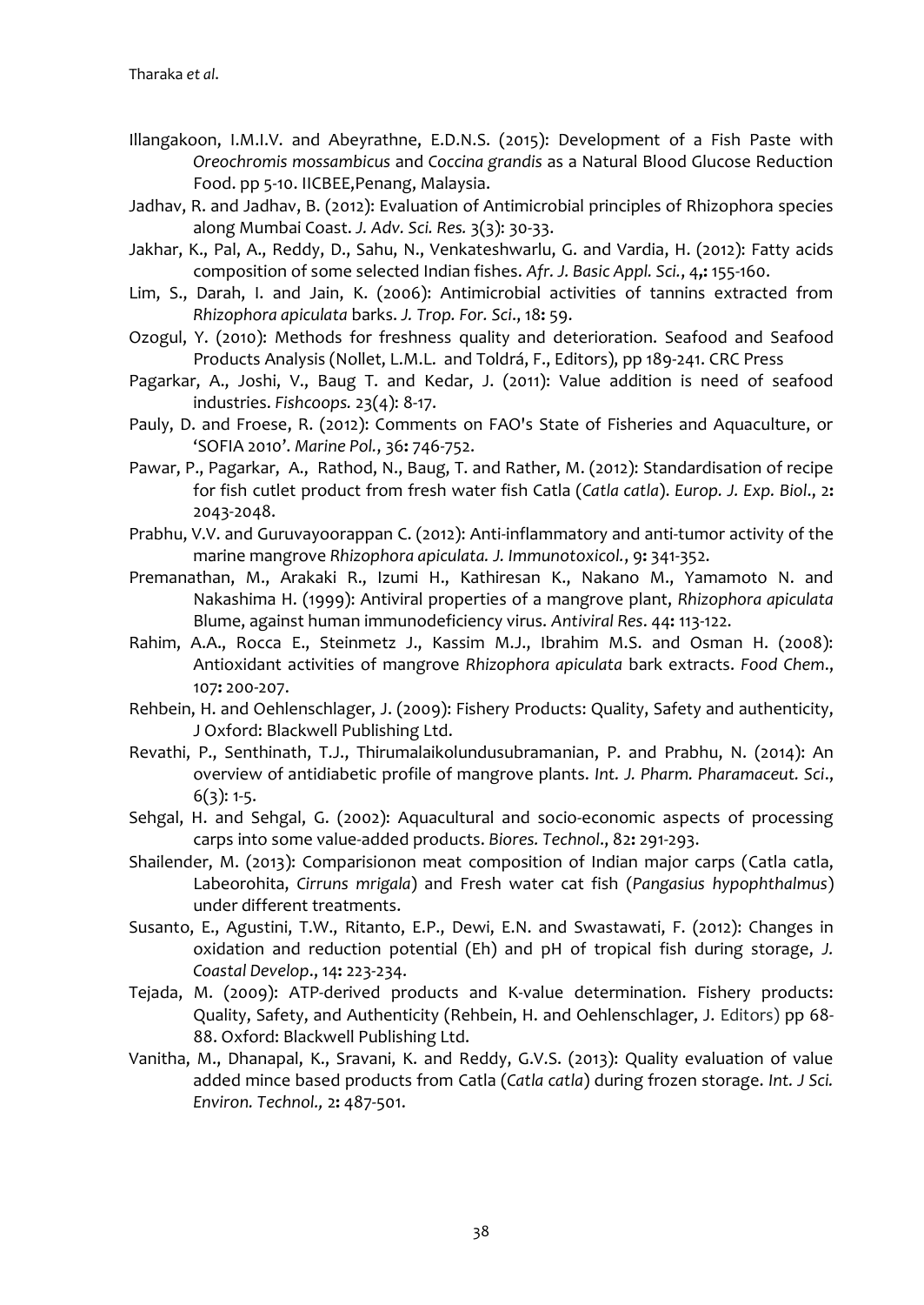Illangakoon, I.M.I.V. and Abeyrathne, E.D.N.S. (2015): Development of a Fish Paste with *Oreochromis mossambicus* and *Coccina grandis* as a Natural Blood Glucose Reduction Food. pp 5-10. IICBEE,Penang, Malaysia.

Jadhav, R. and Jadhav, B. (2012): Evaluation of Antimicrobial principles of Rhizophora species along Mumbai Coast. *J. Adv. Sci. Res.* 3(3): 30-33.

Jakhar, K., Pal, A., Reddy, D., Sahu, N., Venkateshwarlu, G. and Vardia, H. (2012): Fatty acids composition of some selected Indian fishes. *Afr. J. Basic Appl. Sci.*, 4,**:** 155-160.

Lim, S., Darah, I. and Jain, K. (2006): Antimicrobial activities of tannins extracted from *Rhizophora apiculata* barks. *J. Trop. For. Sci*., 18**:** 59.

Ozogul, Y. (2010): Methods for freshness quality and deterioration. Seafood and Seafood Products Analysis (Nollet, L.M.L. and Toldrá, F., Editors), pp 189-241. CRC Press

Pagarkar, A., Joshi, V., Baug T. and Kedar, J. (2011): Value addition is need of seafood industries. *Fishcoops.* 23(4): 8-17.

Pauly, D. and Froese, R. (2012): Comments on FAO's State of Fisheries and Aquaculture, or 'SOFIA 2010'. *Marine Pol.*, 36**:** 746-752.

Pawar, P., Pagarkar, A., Rathod, N., Baug, T. and Rather, M. (2012): Standardisation of recipe for fish cutlet product from fresh water fish Catla (*Catla catla*). *Europ. J. Exp. Biol*., 2**:** 2043-2048.

Prabhu, V.V. and Guruvayoorappan C. (2012): Anti-inflammatory and anti-tumor activity of the marine mangrove *Rhizophora apiculata. J. Immunotoxicol.*, 9**:** 341-352.

Premanathan, M., Arakaki R., Izumi H., Kathiresan K., Nakano M., Yamamoto N. and Nakashima H. (1999): Antiviral properties of a mangrove plant, *Rhizophora apiculata* Blume, against human immunodeficiency virus. *Antiviral Res*. 44**:** 113-122.

Rahim, A.A., Rocca E., Steinmetz J., Kassim M.J., Ibrahim M.S. and Osman H. (2008): Antioxidant activities of mangrove *Rhizophora apiculata* bark extracts. *Food Chem*., 107**:** 200-207.

Rehbein, H. and Oehlenschlager, J. (2009): Fishery Products: Quality, Safety and authenticity, J Oxford: Blackwell Publishing Ltd.

Revathi, P., Senthinath, T.J., Thirumalaikolundusubramanian, P. and Prabhu, N. (2014): An overview of antidiabetic profile of mangrove plants. *Int. J. Pharm. Pharamaceut. Sci*., 6(3): 1-5.

Sehgal, H. and Sehgal, G. (2002): Aquacultural and socio-economic aspects of processing carps into some value-added products. *Biores. Technol*., 82**:** 291-293.

Shailender, M. (2013): Comparisionon meat composition of Indian major carps (Catla catla, Labeorohita, *Cirruns mrigala*) and Fresh water cat fish (*Pangasius hypophthalmus*) under different treatments.

Susanto, E., Agustini, T.W., Ritanto, E.P., Dewi, E.N. and Swastawati, F. (2012): Changes in oxidation and reduction potential (Eh) and pH of tropical fish during storage, *J. Coastal Develop*., 14**:** 223-234.

Tejada, M. (2009): ATP-derived products and K-value determination. Fishery products: Quality, Safety, and Authenticity (Rehbein, H. and Oehlenschlager, J. Editors) pp 68-88. Oxford: Blackwell Publishing Ltd.

Vanitha, M., Dhanapal, K., Sravani, K. and Reddy, G.V.S. (2013): Quality evaluation of value added mince based products from Catla (*Catla catla*) during frozen storage. *Int. J Sci. Environ. Technol.,* 2**:** 487-501.